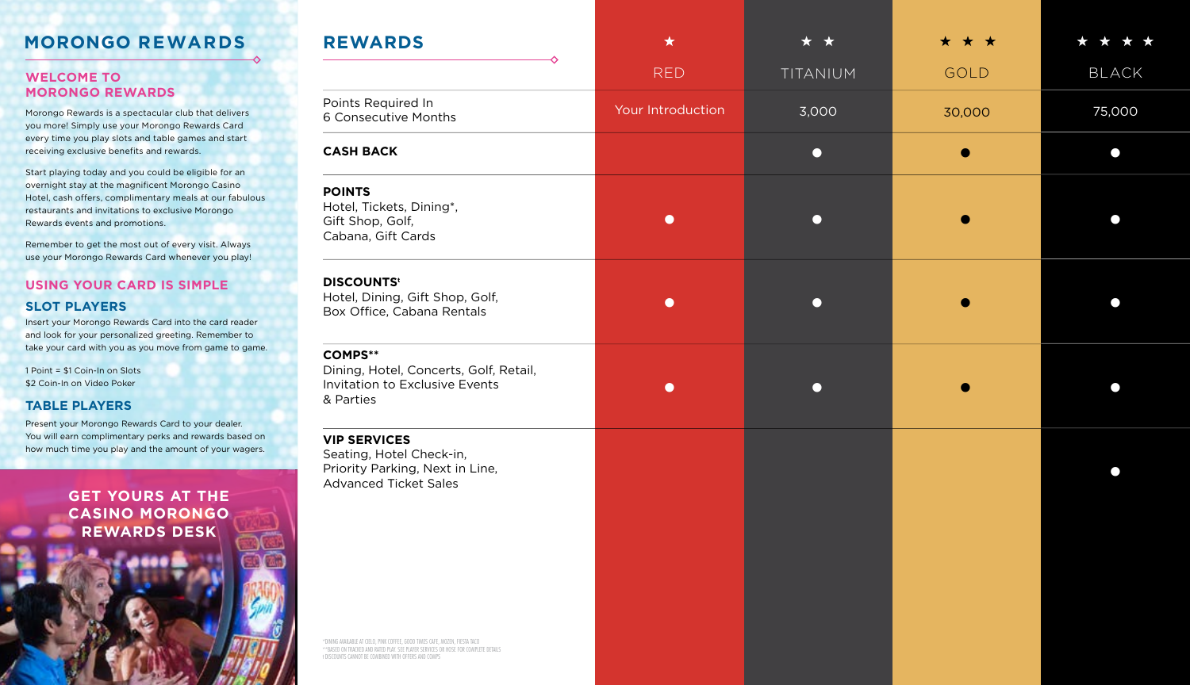# MORONGO REWARDS

## WELCOME TO MORONGO REWARDS

Morongo Rewards is a spectacular club that delivers you more! Simply use your Morongo Rewards Card every time you play slots and table games and start receiving exclusive benefits and rewards.

Start playing today and you could be eligible for an overnight stay at the magnificent Morongo Casino Hotel, cash offers, complimentary meals at our fabulous restaurants and invitations to exclusive Morongo Rewards events and promotions.

Remember to get the most out of every visit. Always use your Morongo Rewards Card whenever you play!

## USING YOUR CARD IS SIMPLE

### SLOT PLAYERS

Insert your Morongo Rewards Card into the card reader and look for your personalized greeting. Remember to take your card with you as you move from game to game.

1 Point = $1 Coin-In on Slots
$2 Coin-In on Video Poker

### TABLE PLAYERS

Present your Morongo Rewards Card to your dealer. You will earn complimentary perks and rewards based on how much time you play and the amount of your wagers.

**GET YOURS AT THE CASINO MORONGO REWARDS DESK**

# REWARDS

| | ★ RED | ★ ★ TITANIUM | ★ ★ ★ GOLD | ★ ★ ★ ★ BLACK |
|---|---|---|---|---|
| Points Required In 6 Consecutive Months | Your Introduction | 3,000 | 30,000 | 75,000 |
| **CASH BACK** | | ● | ● | ● |
| **POINTS** Hotel, Tickets, Dining*, Gift Shop, Golf, Cabana, Gift Cards | ● | ● | ● | ● |
| **DISCOUNTS**ǂ Hotel, Dining, Gift Shop, Golf, Box Office, Cabana Rentals | ● | ● | ● | ● |
| **COMPS**** Dining, Hotel, Concerts, Golf, Retail, Invitation to Exclusive Events & Parties | ● | ● | ● | ● |
| **VIP SERVICES** Seating, Hotel Check-in, Priority Parking, Next in Line, Advanced Ticket Sales | | | | ● |

*DINING AVAILABLE AT CIELO, PINK COFFEE, GOOD TIMES CAFE, MOZEN, FIESTA TACO
**BASED ON TRACKED AND RATED PLAY. SEE PLAYER SERVICES OR HOSE FOR COMPLETE DETAILS
ǂDISCOUNTS CANNOT BE COMBINED WITH OFFERS AND COMPS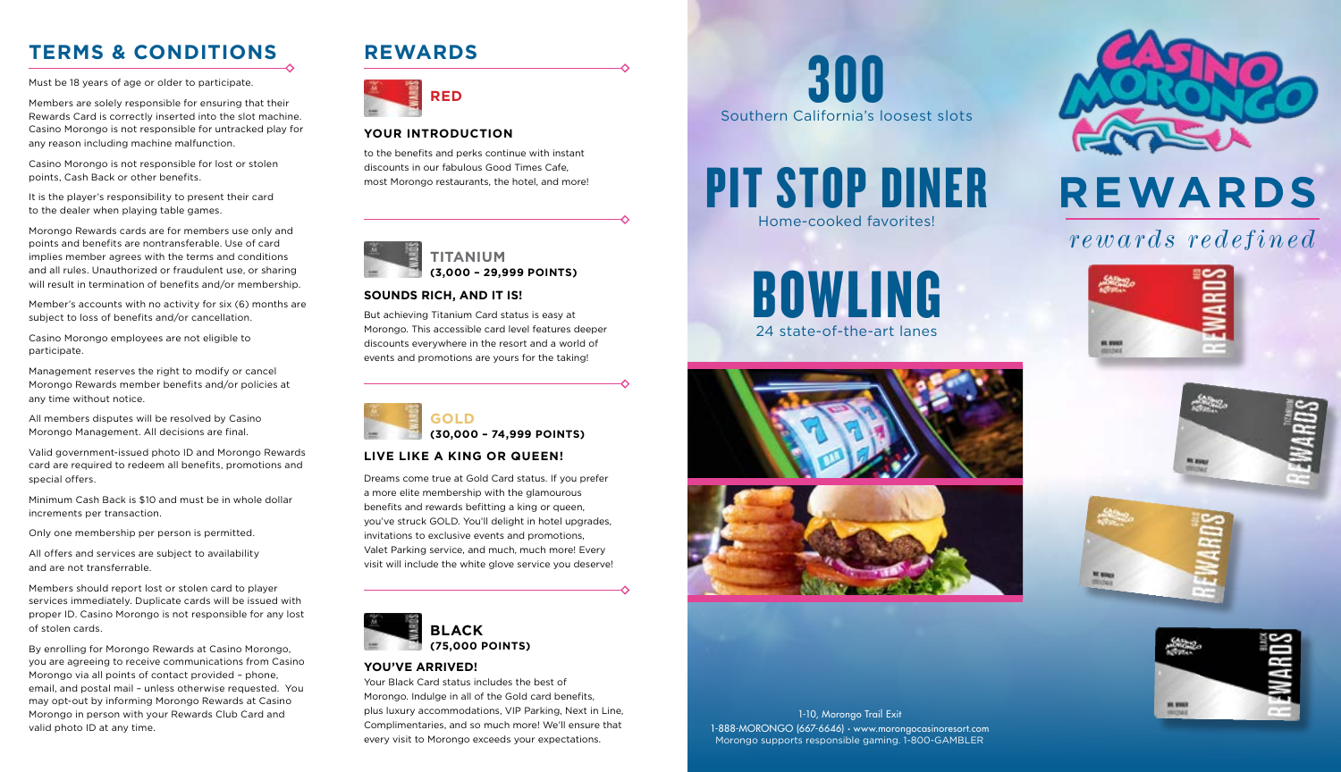## TERMS & CONDITIONS

Must be 18 years of age or older to participate.

Members are solely responsible for ensuring that their Rewards Card is correctly inserted into the slot machine. Casino Morongo is not responsible for untracked play for any reason including machine malfunction.

Casino Morongo is not responsible for lost or stolen points, Cash Back or other benefits.

It is the player's responsibility to present their card to the dealer when playing table games.

Morongo Rewards cards are for members use only and points and benefits are nontransferable. Use of card implies members agree with the terms and conditions and all rules. Unauthorized or fraudulent use, or sharing will result in termination of benefits and/or membership.

Member's accounts with no activity for six (6) months are subject to loss of benefits and/or cancellation.

Casino Morongo employees are not eligible to participate.

Management reserves the right to modify or cancel Morongo Rewards member benefits and/or policies at any time without notice.

All members disputes will be resolved by Casino Morongo Management. All decisions are final.

Valid government-issued photo ID and Morongo Rewards card are required to redeem all benefits, promotions and special offers.

Minimum Cash Back is $10 and must be in whole dollar increments per transaction.

Only one membership per person is permitted.

All offers and services are subject to availability and are not transferrable.

Members should report lost or stolen card to player services immediately. Duplicate cards will be issued with proper ID. Casino Morongo is not responsible for any lost of stolen cards.

By enrolling for Morongo Rewards at Casino Morongo, you are agreeing to receive communications from Casino Morongo via all points of contact provided – phone, email, and postal mail – unless otherwise requested. You may opt-out by informing Morongo Rewards at Casino Morongo in person with your Rewards Club Card and valid photo ID at any time.

## REWARDS

### RED

**YOUR INTRODUCTION**

to the benefits and perks continue with instant discounts in our fabulous Good Times Cafe, most Morongo restaurants, the hotel, and more!

### TITANIUM (3,000 – 29,999 POINTS)

**SOUNDS RICH, AND IT IS!**

But achieving Titanium Card status is easy at Morongo. This accessible card level features deeper discounts everywhere in the resort and a world of events and promotions are yours for the taking!

### GOLD (30,000 – 74,999 POINTS)

**LIVE LIKE A KING OR QUEEN!**

Dreams come true at Gold Card status. If you prefer a more elite membership with the glamourous benefits and rewards befitting a king or queen, you've struck GOLD. You'll delight in hotel upgrades, invitations to exclusive events and promotions, Valet Parking service, and much, much more! Every visit will include the white glove service you deserve!

### BLACK (75,000 POINTS)

**YOU'VE ARRIVED!**

Your Black Card status includes the best of Morongo. Indulge in all of the Gold card benefits, plus luxury accommodations, VIP Parking, Next in Line, Complimentaries, and so much more! We'll ensure that every visit to Morongo exceeds your expectations.

## 300

Southern California's loosest slots

## PIT STOP DINER

Home-cooked favorites!

## BOWLING

24 state-of-the-art lanes

1-10, Morongo Trail Exit
1-888-MORONGO (667-6646) • www.morongocasinoresort.com
Morongo supports responsible gaming. 1-800-GAMBLER

# CASINO MORONGO REWARDS

*rewards redefined*